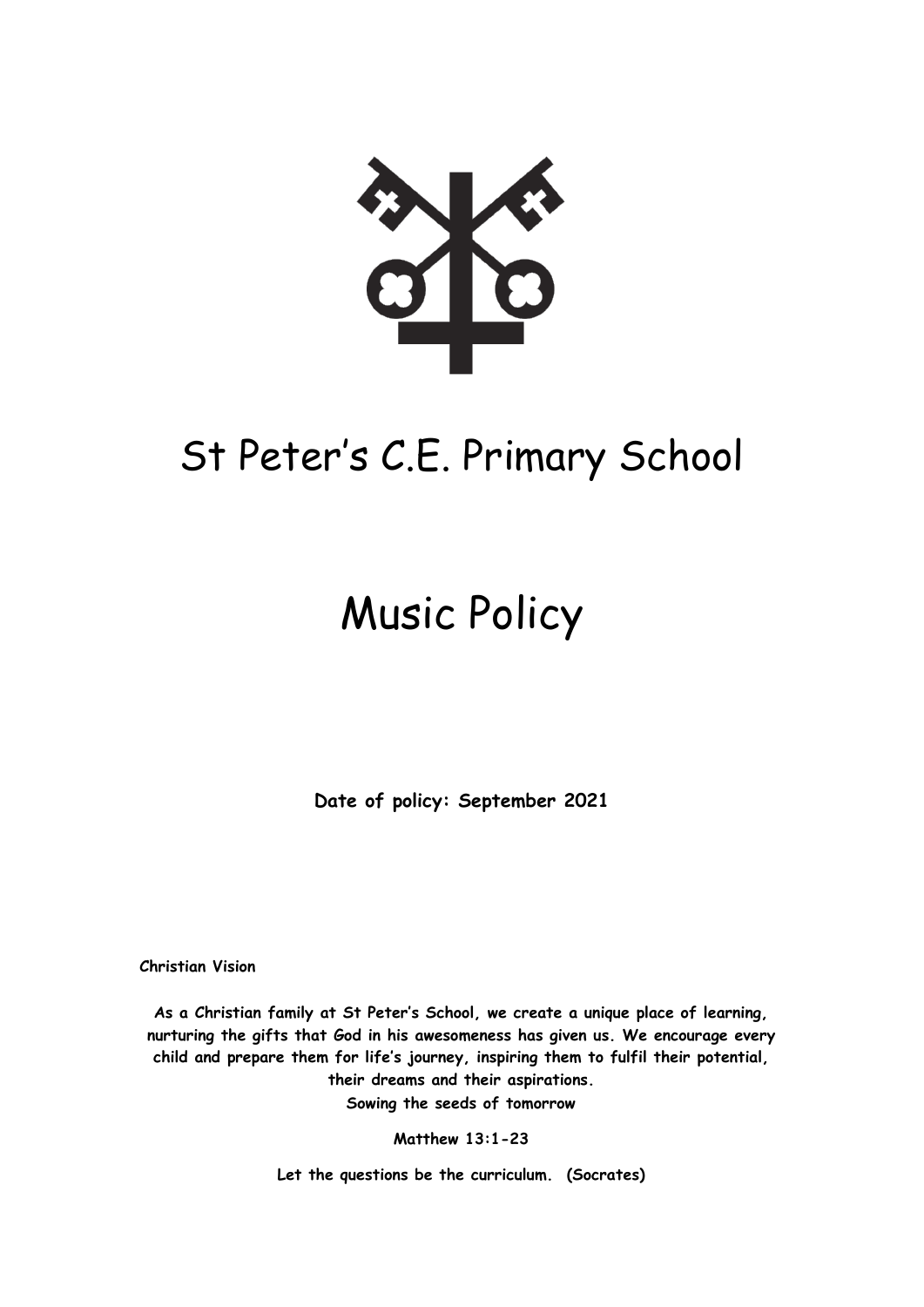# St Peter's C.E. Primary School

# Music Policy

**Date of policy: September 2021**

**Christian Vision**

**As a Christian family at St Peter's School, we create a unique place of learning, nurturing the gifts that God in his awesomeness has given us. We encourage every child and prepare them for life's journey, inspiring them to fulfil their potential, their dreams and their aspirations.**

**Sowing the seeds of tomorrow**

**Matthew 13:1-23**

**Let the questions be the curriculum. (Socrates)**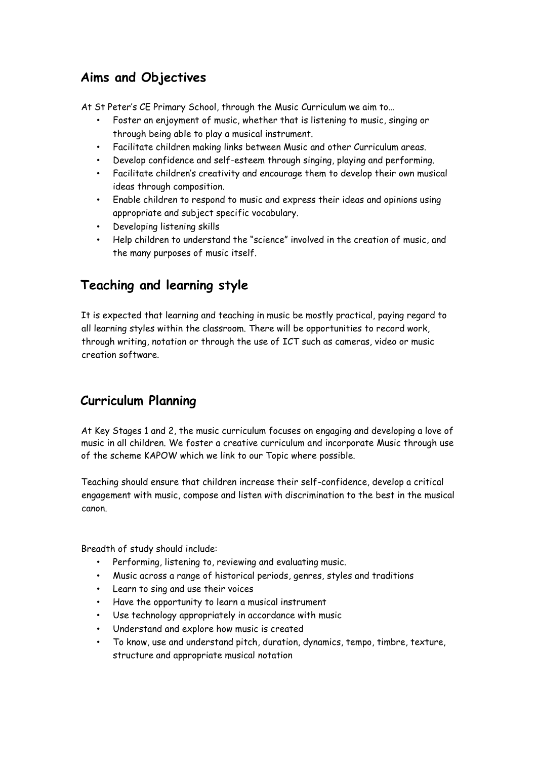## Aims and Objectives

At St Peter's CE Primary School, through the Music Curriculum we aim to…

- Foster an enjoyment of music, whether that is listening to music, singing or through being able to play a musical instrument.
- Facilitate children making links between Music and other Curriculum areas.
- Develop confidence and self-esteem through singing, playing and performing.
- Facilitate children's creativity and encourage them to develop their own musical ideas through composition.
- Enable children to respond to music and express their ideas and opinions using appropriate and subject specific vocabulary.
- Developing listening skills
- Help children to understand the "science" involved in the creation of music, and the many purposes of music itself.

## Teaching and learning style

It is expected that learning and teaching in music be mostly practical, paying regard to all learning styles within the classroom. There will be opportunities to record work, through writing, notation or through the use of ICT such as cameras, video or music creation software.

## Curriculum Planning

At Key Stages 1 and 2, the music curriculum focuses on engaging and developing a love of music in all children. We foster a creative curriculum and incorporate Music through use of the scheme KAPOW which we link to our Topic where possible.

Teaching should ensure that children increase their self-confidence, develop a critical engagement with music, compose and listen with discrimination to the best in the musical canon.

Breadth of study should include:

- Performing, listening to, reviewing and evaluating music.
- Music across a range of historical periods, genres, styles and traditions
- Learn to sing and use their voices
- Have the opportunity to learn a musical instrument
- Use technology appropriately in accordance with music
- Understand and explore how music is created
- To know, use and understand pitch, duration, dynamics, tempo, timbre, texture, structure and appropriate musical notation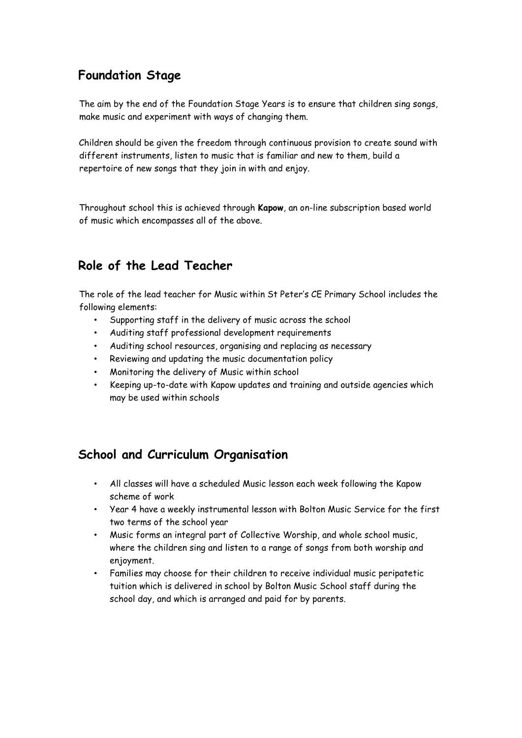## Foundation Stage

The aim by the end of the Foundation Stage Years is to ensure that children sing songs, make music and experiment with ways of changing them.

Children should be given the freedom through continuous provision to create sound with different instruments, listen to music that is familiar and new to them, build a repertoire of new songs that they join in with and enjoy.

Throughout school this is achieved through **Kapow**, an on-line subscription based world of music which encompasses all of the above.

## Role of the Lead Teacher

The role of the lead teacher for Music within St Peter's CE Primary School includes the following elements:

- Supporting staff in the delivery of music across the school
- Auditing staff professional development requirements
- Auditing school resources, organising and replacing as necessary
- Reviewing and updating the music documentation policy
- Monitoring the delivery of Music within school
- Keeping up-to-date with Kapow updates and training and outside agencies which may be used within schools

## School and Curriculum Organisation

- All classes will have a scheduled Music lesson each week following the Kapow scheme of work
- Year 4 have a weekly instrumental lesson with Bolton Music Service for the first two terms of the school year
- Music forms an integral part of Collective Worship, and whole school music, where the children sing and listen to a range of songs from both worship and enjoyment.
- Families may choose for their children to receive individual music peripatetic tuition which is delivered in school by Bolton Music School staff during the school day, and which is arranged and paid for by parents.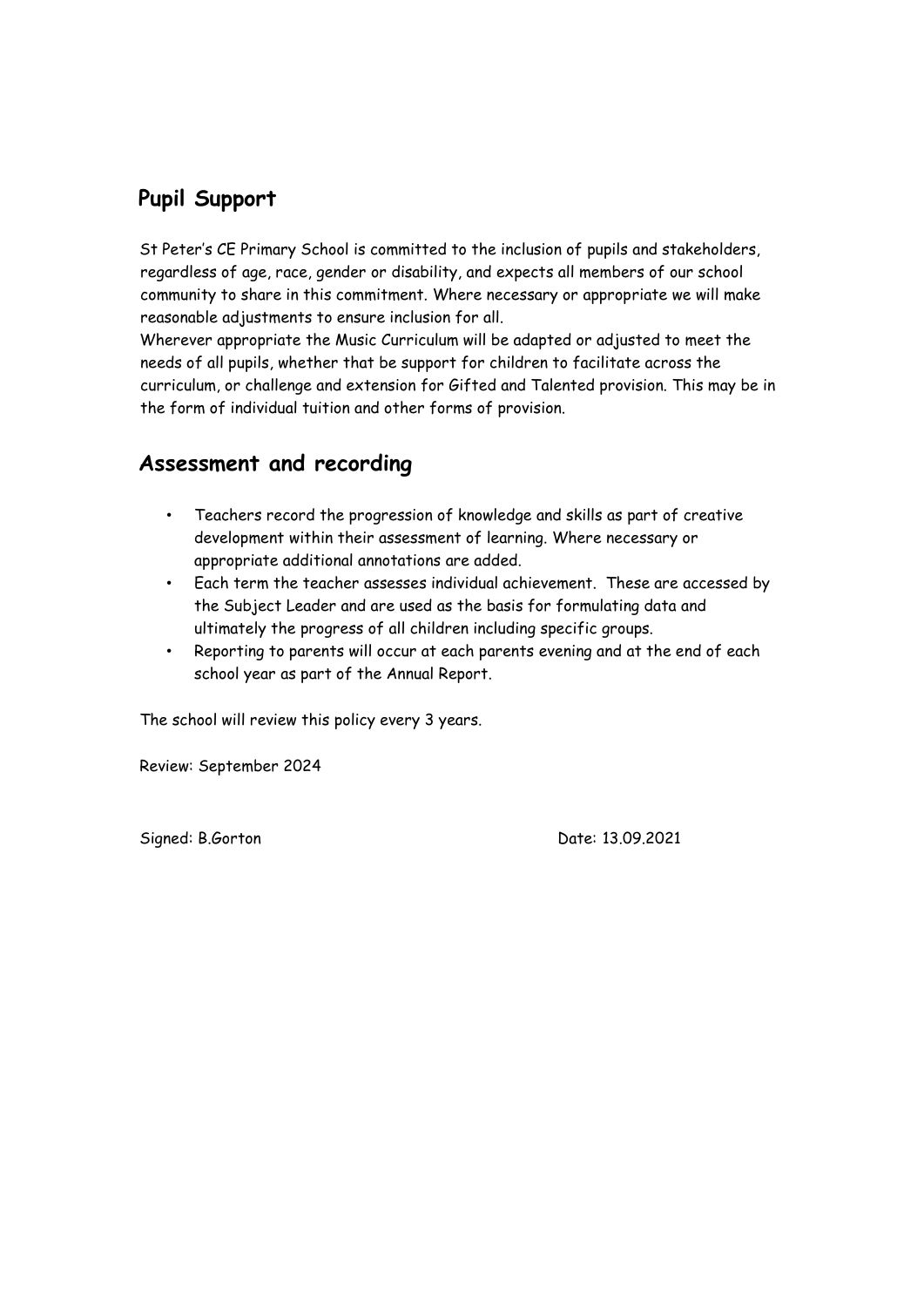## Pupil Support

St Peter's CE Primary School is committed to the inclusion of pupils and stakeholders, regardless of age, race, gender or disability, and expects all members of our school community to share in this commitment. Where necessary or appropriate we will make reasonable adjustments to ensure inclusion for all.
Wherever appropriate the Music Curriculum will be adapted or adjusted to meet the needs of all pupils, whether that be support for children to facilitate across the curriculum, or challenge and extension for Gifted and Talented provision. This may be in the form of individual tuition and other forms of provision.

## Assessment and recording

- Teachers record the progression of knowledge and skills as part of creative development within their assessment of learning. Where necessary or appropriate additional annotations are added.
- Each term the teacher assesses individual achievement. These are accessed by the Subject Leader and are used as the basis for formulating data and ultimately the progress of all children including specific groups.
- Reporting to parents will occur at each parents evening and at the end of each school year as part of the Annual Report.

The school will review this policy every 3 years.

Review: September 2024

Signed: B.Gorton                                        Date: 13.09.2021